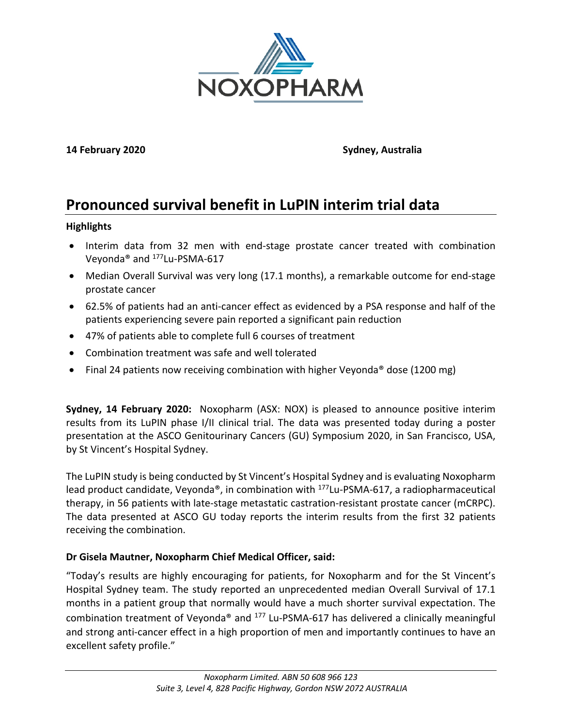**14 February 2020** **Sydney, Australia**

# Pronounced survival benefit in LuPIN interim trial data

**Highlights**

- Interim data from 32 men with end-stage prostate cancer treated with combination Veyonda® and $^{177}$Lu-PSMA-617
- Median Overall Survival was very long (17.1 months), a remarkable outcome for end-stage prostate cancer
- 62.5% of patients had an anti-cancer effect as evidenced by a PSA response and half of the patients experiencing severe pain reported a significant pain reduction
- 47% of patients able to complete full 6 courses of treatment
- Combination treatment was safe and well tolerated
- Final 24 patients now receiving combination with higher Veyonda® dose (1200 mg)

**Sydney, 14 February 2020:** Noxopharm (ASX: NOX) is pleased to announce positive interim results from its LuPIN phase I/II clinical trial. The data was presented today during a poster presentation at the ASCO Genitourinary Cancers (GU) Symposium 2020, in San Francisco, USA, by St Vincent's Hospital Sydney.

The LuPIN study is being conducted by St Vincent's Hospital Sydney and is evaluating Noxopharm lead product candidate, Veyonda®, in combination with $^{177}$Lu-PSMA-617, a radiopharmaceutical therapy, in 56 patients with late-stage metastatic castration-resistant prostate cancer (mCRPC). The data presented at ASCO GU today reports the interim results from the first 32 patients receiving the combination.

**Dr Gisela Mautner, Noxopharm Chief Medical Officer, said:**

"Today's results are highly encouraging for patients, for Noxopharm and for the St Vincent's Hospital Sydney team. The study reported an unprecedented median Overall Survival of 17.1 months in a patient group that normally would have a much shorter survival expectation. The combination treatment of Veyonda® and $^{177}$ Lu-PSMA-617 has delivered a clinically meaningful and strong anti-cancer effect in a high proportion of men and importantly continues to have an excellent safety profile."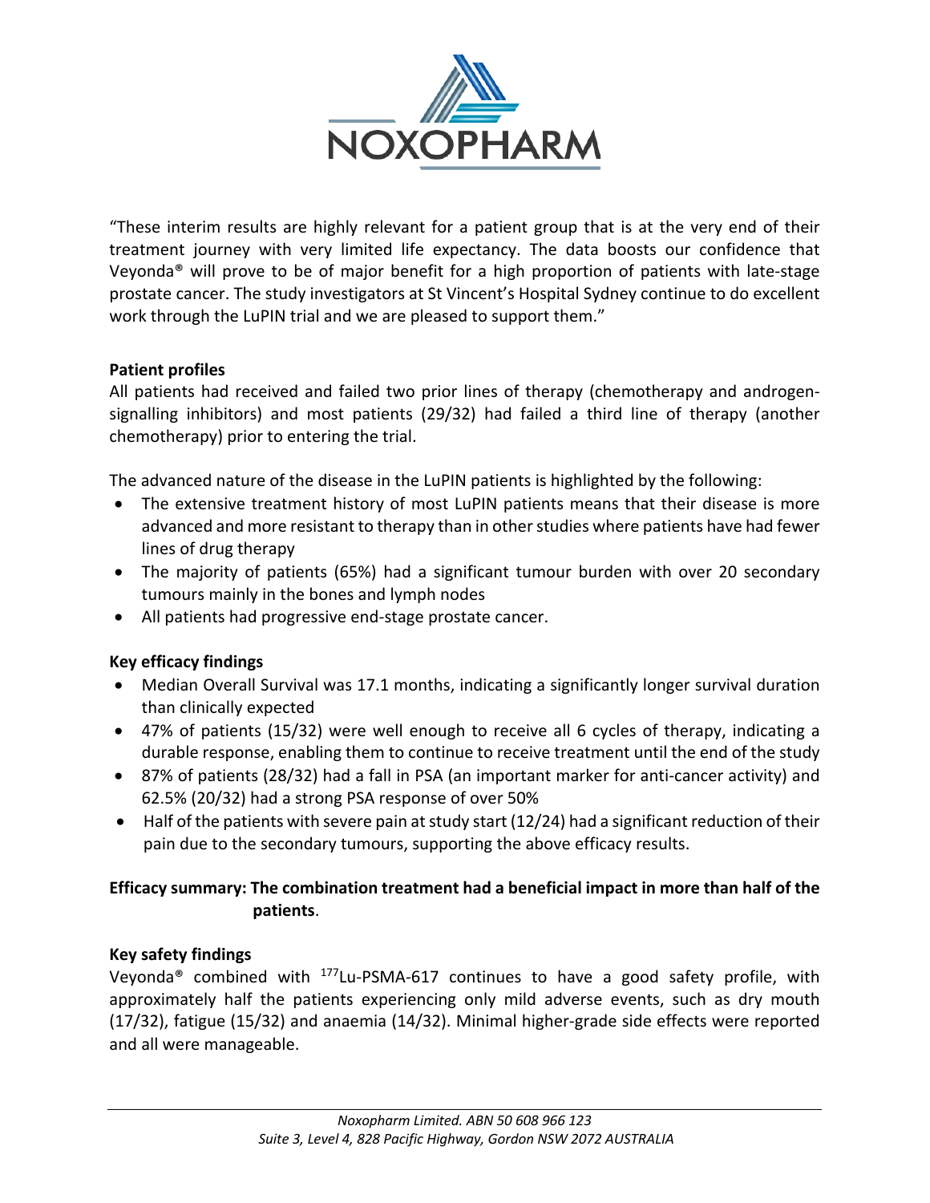"These interim results are highly relevant for a patient group that is at the very end of their treatment journey with very limited life expectancy. The data boosts our confidence that Veyonda® will prove to be of major benefit for a high proportion of patients with late-stage prostate cancer. The study investigators at St Vincent's Hospital Sydney continue to do excellent work through the LuPIN trial and we are pleased to support them."

**Patient profiles**

All patients had received and failed two prior lines of therapy (chemotherapy and androgen-signalling inhibitors) and most patients (29/32) had failed a third line of therapy (another chemotherapy) prior to entering the trial.

The advanced nature of the disease in the LuPIN patients is highlighted by the following:

- The extensive treatment history of most LuPIN patients means that their disease is more advanced and more resistant to therapy than in other studies where patients have had fewer lines of drug therapy
- The majority of patients (65%) had a significant tumour burden with over 20 secondary tumours mainly in the bones and lymph nodes
- All patients had progressive end-stage prostate cancer.

**Key efficacy findings**

- Median Overall Survival was 17.1 months, indicating a significantly longer survival duration than clinically expected
- 47% of patients (15/32) were well enough to receive all 6 cycles of therapy, indicating a durable response, enabling them to continue to receive treatment until the end of the study
- 87% of patients (28/32) had a fall in PSA (an important marker for anti-cancer activity) and 62.5% (20/32) had a strong PSA response of over 50%
- Half of the patients with severe pain at study start (12/24) had a significant reduction of their pain due to the secondary tumours, supporting the above efficacy results.

**Efficacy summary: The combination treatment had a beneficial impact in more than half of the patients**.

**Key safety findings**

Veyonda® combined with $^{177}$Lu-PSMA-617 continues to have a good safety profile, with approximately half the patients experiencing only mild adverse events, such as dry mouth (17/32), fatigue (15/32) and anaemia (14/32). Minimal higher-grade side effects were reported and all were manageable.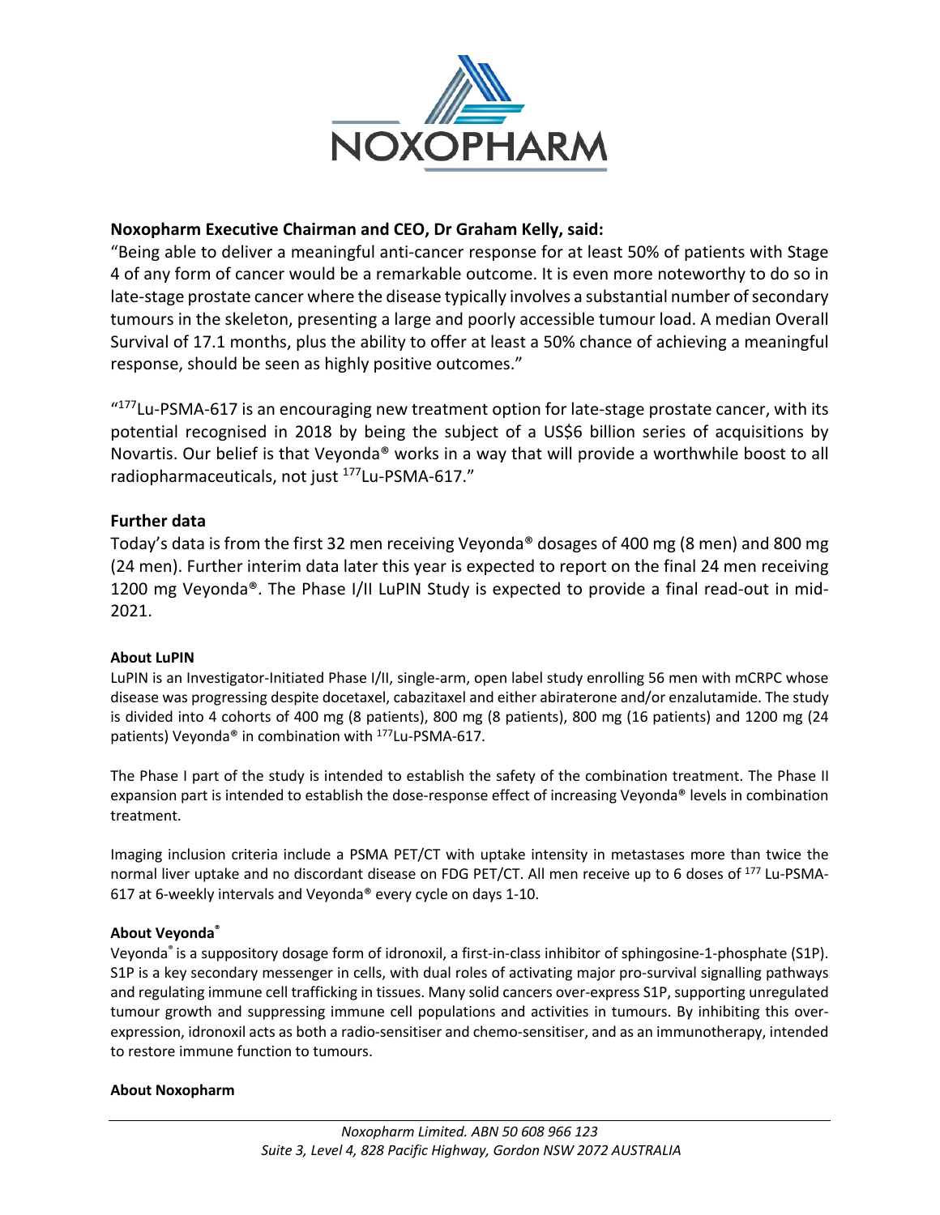**Noxopharm Executive Chairman and CEO, Dr Graham Kelly, said:**

"Being able to deliver a meaningful anti-cancer response for at least 50% of patients with Stage 4 of any form of cancer would be a remarkable outcome. It is even more noteworthy to do so in late-stage prostate cancer where the disease typically involves a substantial number of secondary tumours in the skeleton, presenting a large and poorly accessible tumour load. A median Overall Survival of 17.1 months, plus the ability to offer at least a 50% chance of achieving a meaningful response, should be seen as highly positive outcomes."

"$^{177}$Lu-PSMA-617 is an encouraging new treatment option for late-stage prostate cancer, with its potential recognised in 2018 by being the subject of a US$6 billion series of acquisitions by Novartis. Our belief is that Veyonda® works in a way that will provide a worthwhile boost to all radiopharmaceuticals, not just $^{177}$Lu-PSMA-617."

## Further data

Today's data is from the first 32 men receiving Veyonda® dosages of 400 mg (8 men) and 800 mg (24 men). Further interim data later this year is expected to report on the final 24 men receiving 1200 mg Veyonda®. The Phase I/II LuPIN Study is expected to provide a final read-out in mid-2021.

**About LuPIN**

LuPIN is an Investigator-Initiated Phase I/II, single-arm, open label study enrolling 56 men with mCRPC whose disease was progressing despite docetaxel, cabazitaxel and either abiraterone and/or enzalutamide. The study is divided into 4 cohorts of 400 mg (8 patients), 800 mg (8 patients), 800 mg (16 patients) and 1200 mg (24 patients) Veyonda® in combination with $^{177}$Lu-PSMA-617.

The Phase I part of the study is intended to establish the safety of the combination treatment. The Phase II expansion part is intended to establish the dose-response effect of increasing Veyonda® levels in combination treatment.

Imaging inclusion criteria include a PSMA PET/CT with uptake intensity in metastases more than twice the normal liver uptake and no discordant disease on FDG PET/CT. All men receive up to 6 doses of $^{177}$ Lu-PSMA-617 at 6-weekly intervals and Veyonda® every cycle on days 1-10.

**About Veyonda®**

Veyonda® is a suppository dosage form of idronoxil, a first-in-class inhibitor of sphingosine-1-phosphate (S1P). S1P is a key secondary messenger in cells, with dual roles of activating major pro-survival signalling pathways and regulating immune cell trafficking in tissues. Many solid cancers over-express S1P, supporting unregulated tumour growth and suppressing immune cell populations and activities in tumours. By inhibiting this over-expression, idronoxil acts as both a radio-sensitiser and chemo-sensitiser, and as an immunotherapy, intended to restore immune function to tumours.

**About Noxopharm**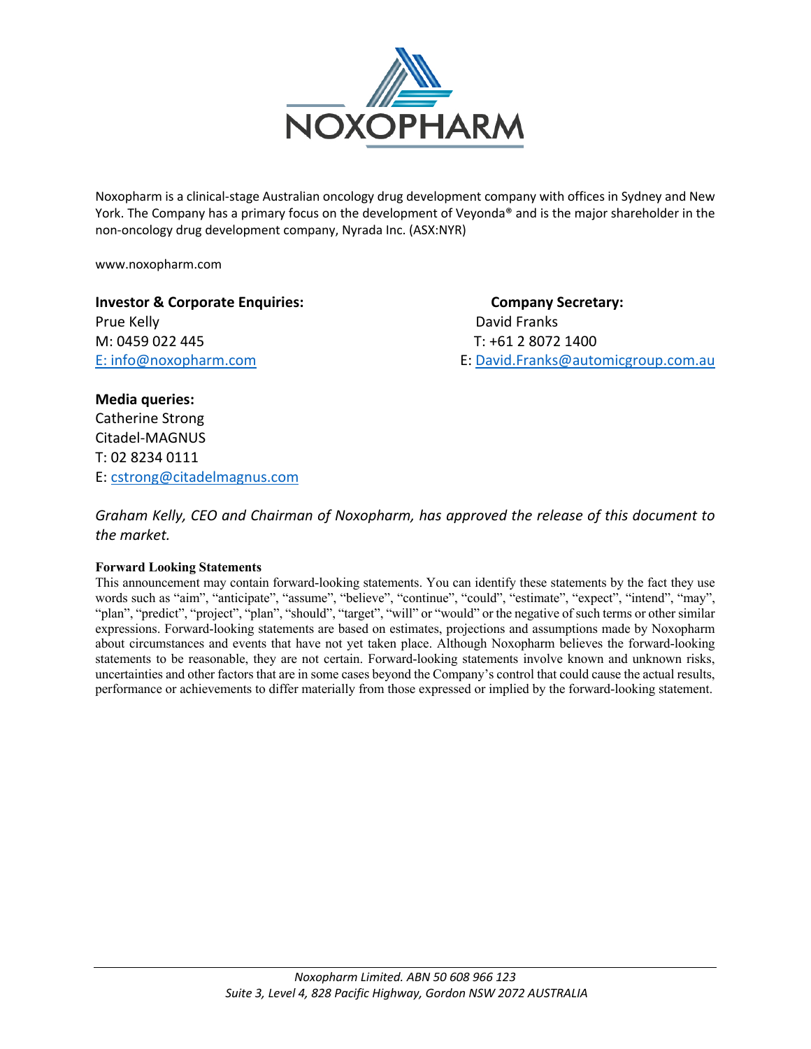Noxopharm is a clinical-stage Australian oncology drug development company with offices in Sydney and New York. The Company has a primary focus on the development of Veyonda® and is the major shareholder in the non-oncology drug development company, Nyrada Inc. (ASX:NYR)

www.noxopharm.com

**Investor & Corporate Enquiries:**
Prue Kelly
M: 0459 022 445
E: info@noxopharm.com

**Company Secretary:**
David Franks
T: +61 2 8072 1400
E: David.Franks@automicgroup.com.au

**Media queries:**
Catherine Strong
Citadel-MAGNUS
T: 02 8234 0111
E: cstrong@citadelmagnus.com

*Graham Kelly, CEO and Chairman of Noxopharm, has approved the release of this document to the market.*

**Forward Looking Statements**

This announcement may contain forward-looking statements. You can identify these statements by the fact they use words such as "aim", "anticipate", "assume", "believe", "continue", "could", "estimate", "expect", "intend", "may", "plan", "predict", "project", "plan", "should", "target", "will" or "would" or the negative of such terms or other similar expressions. Forward-looking statements are based on estimates, projections and assumptions made by Noxopharm about circumstances and events that have not yet taken place. Although Noxopharm believes the forward-looking statements to be reasonable, they are not certain. Forward-looking statements involve known and unknown risks, uncertainties and other factors that are in some cases beyond the Company's control that could cause the actual results, performance or achievements to differ materially from those expressed or implied by the forward-looking statement.